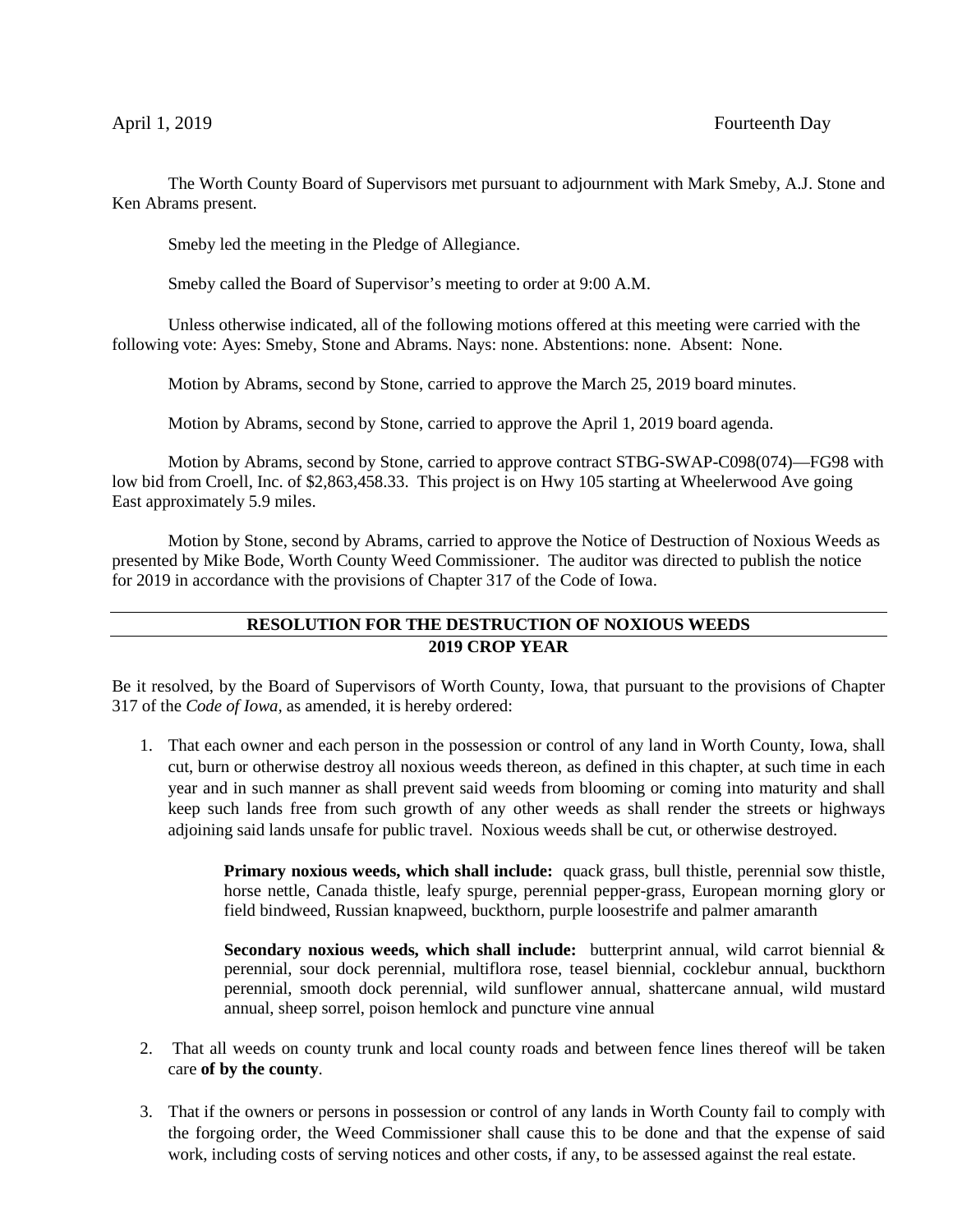April 1, 2019 Fourteenth Day

The Worth County Board of Supervisors met pursuant to adjournment with Mark Smeby, A.J. Stone and Ken Abrams present.

Smeby led the meeting in the Pledge of Allegiance.

Smeby called the Board of Supervisor's meeting to order at 9:00 A.M.

Unless otherwise indicated, all of the following motions offered at this meeting were carried with the following vote: Ayes: Smeby, Stone and Abrams. Nays: none. Abstentions: none. Absent: None.

Motion by Abrams, second by Stone, carried to approve the March 25, 2019 board minutes.

Motion by Abrams, second by Stone, carried to approve the April 1, 2019 board agenda.

Motion by Abrams, second by Stone, carried to approve contract STBG-SWAP-C098(074)—FG98 with low bid from Croell, Inc. of $2,863,458.33. This project is on Hwy 105 starting at Wheelerwood Ave going East approximately 5.9 miles.

Motion by Stone, second by Abrams, carried to approve the Notice of Destruction of Noxious Weeds as presented by Mike Bode, Worth County Weed Commissioner. The auditor was directed to publish the notice for 2019 in accordance with the provisions of Chapter 317 of the Code of Iowa.

## RESOLUTION FOR THE DESTRUCTION OF NOXIOUS WEEDS
## 2019 CROP YEAR

Be it resolved, by the Board of Supervisors of Worth County, Iowa, that pursuant to the provisions of Chapter 317 of the *Code of Iowa*, as amended, it is hereby ordered:

1. That each owner and each person in the possession or control of any land in Worth County, Iowa, shall cut, burn or otherwise destroy all noxious weeds thereon, as defined in this chapter, at such time in each year and in such manner as shall prevent said weeds from blooming or coming into maturity and shall keep such lands free from such growth of any other weeds as shall render the streets or highways adjoining said lands unsafe for public travel. Noxious weeds shall be cut, or otherwise destroyed.

   **Primary noxious weeds, which shall include:** quack grass, bull thistle, perennial sow thistle, horse nettle, Canada thistle, leafy spurge, perennial pepper-grass, European morning glory or field bindweed, Russian knapweed, buckthorn, purple loosestrife and palmer amaranth

   **Secondary noxious weeds, which shall include:** butterprint annual, wild carrot biennial & perennial, sour dock perennial, multiflora rose, teasel biennial, cocklebur annual, buckthorn perennial, smooth dock perennial, wild sunflower annual, shattercane annual, wild mustard annual, sheep sorrel, poison hemlock and puncture vine annual

2. That all weeds on county trunk and local county roads and between fence lines thereof will be taken care **of by the county**.

3. That if the owners or persons in possession or control of any lands in Worth County fail to comply with the forgoing order, the Weed Commissioner shall cause this to be done and that the expense of said work, including costs of serving notices and other costs, if any, to be assessed against the real estate.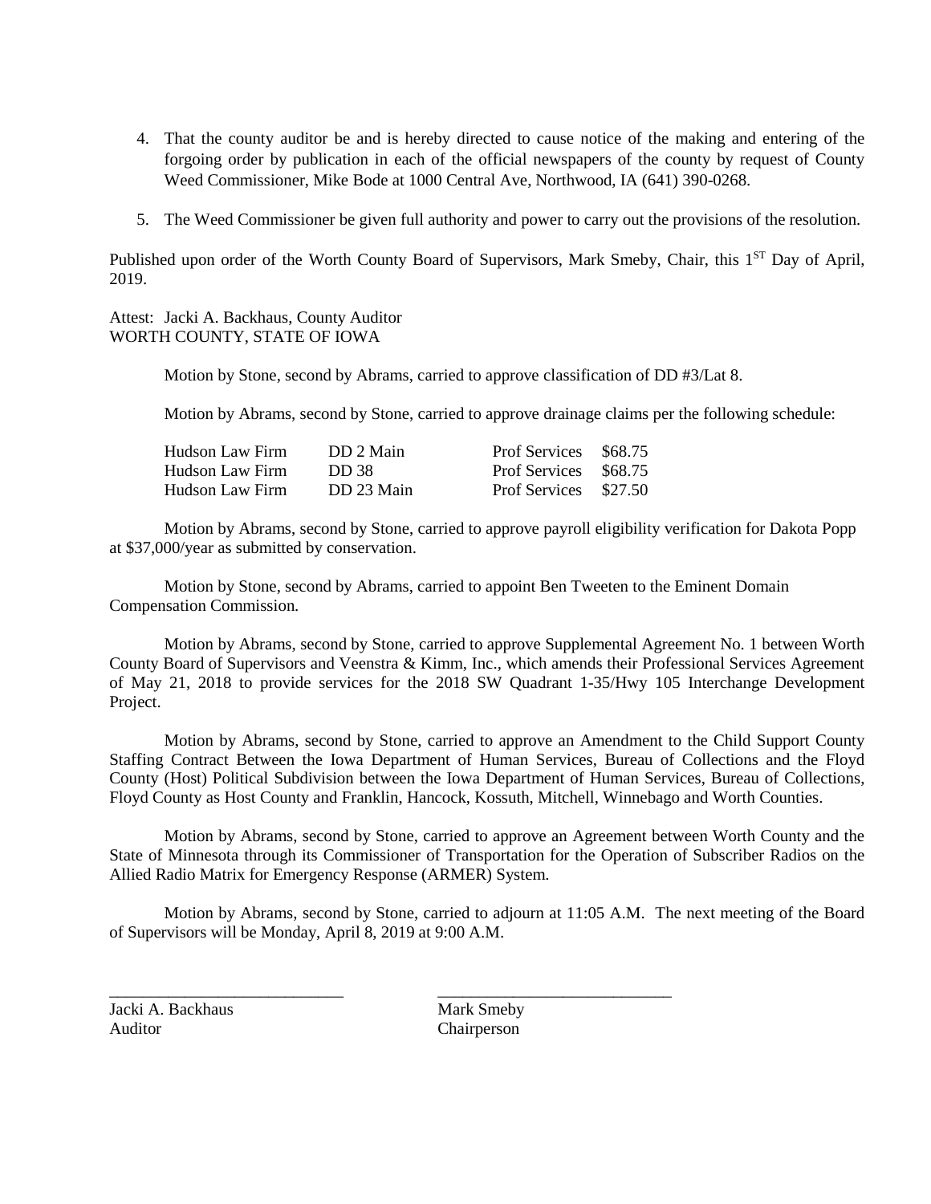4. That the county auditor be and is hereby directed to cause notice of the making and entering of the forgoing order by publication in each of the official newspapers of the county by request of County Weed Commissioner, Mike Bode at 1000 Central Ave, Northwood, IA (641) 390-0268.

5. The Weed Commissioner be given full authority and power to carry out the provisions of the resolution.

Published upon order of the Worth County Board of Supervisors, Mark Smeby, Chair, this 1ST Day of April, 2019.

Attest: Jacki A. Backhaus, County Auditor
WORTH COUNTY, STATE OF IOWA

Motion by Stone, second by Abrams, carried to approve classification of DD #3/Lat 8.

Motion by Abrams, second by Stone, carried to approve drainage claims per the following schedule:

| | | | |
|---|---|---|---|
| Hudson Law Firm | DD 2 Main | Prof Services | \$68.75 |
| Hudson Law Firm | DD 38 | Prof Services | \$68.75 |
| Hudson Law Firm | DD 23 Main | Prof Services | \$27.50 |

Motion by Abrams, second by Stone, carried to approve payroll eligibility verification for Dakota Popp at \$37,000/year as submitted by conservation.

Motion by Stone, second by Abrams, carried to appoint Ben Tweeten to the Eminent Domain Compensation Commission.

Motion by Abrams, second by Stone, carried to approve Supplemental Agreement No. 1 between Worth County Board of Supervisors and Veenstra & Kimm, Inc., which amends their Professional Services Agreement of May 21, 2018 to provide services for the 2018 SW Quadrant 1-35/Hwy 105 Interchange Development Project.

Motion by Abrams, second by Stone, carried to approve an Amendment to the Child Support County Staffing Contract Between the Iowa Department of Human Services, Bureau of Collections and the Floyd County (Host) Political Subdivision between the Iowa Department of Human Services, Bureau of Collections, Floyd County as Host County and Franklin, Hancock, Kossuth, Mitchell, Winnebago and Worth Counties.

Motion by Abrams, second by Stone, carried to approve an Agreement between Worth County and the State of Minnesota through its Commissioner of Transportation for the Operation of Subscriber Radios on the Allied Radio Matrix for Emergency Response (ARMER) System.

Motion by Abrams, second by Stone, carried to adjourn at 11:05 A.M. The next meeting of the Board of Supervisors will be Monday, April 8, 2019 at 9:00 A.M.

\_\_\_\_\_\_\_\_\_\_\_\_\_\_\_\_\_\_\_\_\_\_\_\_\_\_\_\_\_ \_\_\_\_\_\_\_\_\_\_\_\_\_\_\_\_\_\_\_\_\_\_\_\_\_\_\_\_\_

Jacki A. Backhaus
Auditor

Mark Smeby
Chairperson